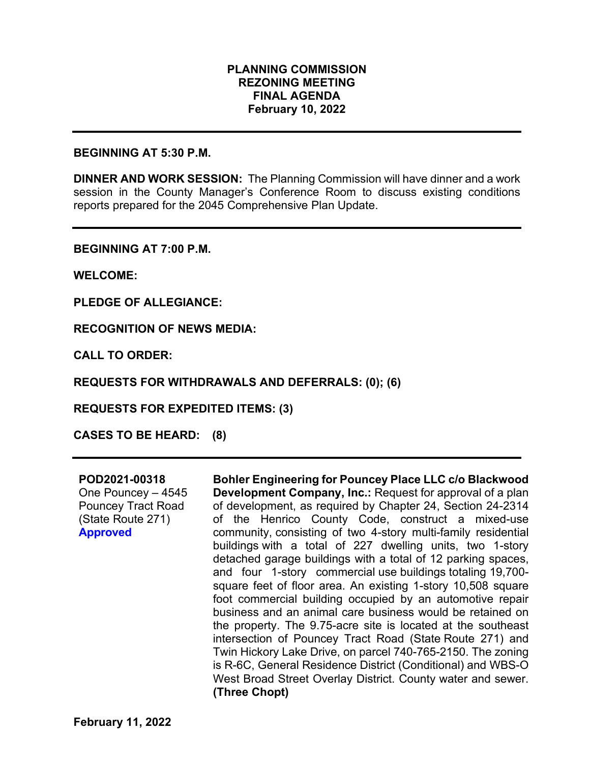# PLANNING COMMISSION
## REZONING MEETING
## FINAL AGENDA
## February 10, 2022

---

**BEGINNING AT 5:30 P.M.**

**DINNER AND WORK SESSION:** The Planning Commission will have dinner and a work session in the County Manager's Conference Room to discuss existing conditions reports prepared for the 2045 Comprehensive Plan Update.

---

**BEGINNING AT 7:00 P.M.**

**WELCOME:**

**PLEDGE OF ALLEGIANCE:**

**RECOGNITION OF NEWS MEDIA:**

**CALL TO ORDER:**

**REQUESTS FOR WITHDRAWALS AND DEFERRALS: (0); (6)**

**REQUESTS FOR EXPEDITED ITEMS: (3)**

**CASES TO BE HEARD: (8)**

---

**POD2021-00318**
One Pouncey – 4545 Pouncey Tract Road (State Route 271)
**Approved**

**Bohler Engineering for Pouncey Place LLC c/o Blackwood Development Company, Inc.:** Request for approval of a plan of development, as required by Chapter 24, Section 24-2314 of the Henrico County Code, construct a mixed-use community, consisting of two 4-story multi-family residential buildings with a total of 227 dwelling units, two 1-story detached garage buildings with a total of 12 parking spaces, and four 1-story commercial use buildings totaling 19,700-square feet of floor area. An existing 1-story 10,508 square foot commercial building occupied by an automotive repair business and an animal care business would be retained on the property. The 9.75-acre site is located at the southeast intersection of Pouncey Tract Road (State Route 271) and Twin Hickory Lake Drive, on parcel 740-765-2150. The zoning is R-6C, General Residence District (Conditional) and WBS-O West Broad Street Overlay District. County water and sewer. **(Three Chopt)**

**February 11, 2022**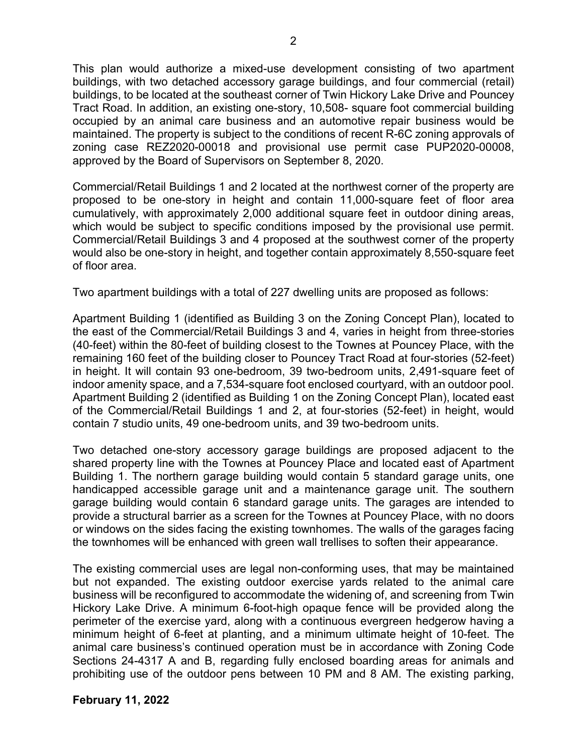This plan would authorize a mixed-use development consisting of two apartment buildings, with two detached accessory garage buildings, and four commercial (retail) buildings, to be located at the southeast corner of Twin Hickory Lake Drive and Pouncey Tract Road. In addition, an existing one-story, 10,508- square foot commercial building occupied by an animal care business and an automotive repair business would be maintained. The property is subject to the conditions of recent R-6C zoning approvals of zoning case REZ2020-00018 and provisional use permit case PUP2020-00008, approved by the Board of Supervisors on September 8, 2020.

Commercial/Retail Buildings 1 and 2 located at the northwest corner of the property are proposed to be one-story in height and contain 11,000-square feet of floor area cumulatively, with approximately 2,000 additional square feet in outdoor dining areas, which would be subject to specific conditions imposed by the provisional use permit. Commercial/Retail Buildings 3 and 4 proposed at the southwest corner of the property would also be one-story in height, and together contain approximately 8,550-square feet of floor area.

Two apartment buildings with a total of 227 dwelling units are proposed as follows:

Apartment Building 1 (identified as Building 3 on the Zoning Concept Plan), located to the east of the Commercial/Retail Buildings 3 and 4, varies in height from three-stories (40-feet) within the 80-feet of building closest to the Townes at Pouncey Place, with the remaining 160 feet of the building closer to Pouncey Tract Road at four-stories (52-feet) in height. It will contain 93 one-bedroom, 39 two-bedroom units, 2,491-square feet of indoor amenity space, and a 7,534-square foot enclosed courtyard, with an outdoor pool. Apartment Building 2 (identified as Building 1 on the Zoning Concept Plan), located east of the Commercial/Retail Buildings 1 and 2, at four-stories (52-feet) in height, would contain 7 studio units, 49 one-bedroom units, and 39 two-bedroom units.

Two detached one-story accessory garage buildings are proposed adjacent to the shared property line with the Townes at Pouncey Place and located east of Apartment Building 1. The northern garage building would contain 5 standard garage units, one handicapped accessible garage unit and a maintenance garage unit. The southern garage building would contain 6 standard garage units. The garages are intended to provide a structural barrier as a screen for the Townes at Pouncey Place, with no doors or windows on the sides facing the existing townhomes. The walls of the garages facing the townhomes will be enhanced with green wall trellises to soften their appearance.

The existing commercial uses are legal non-conforming uses, that may be maintained but not expanded. The existing outdoor exercise yards related to the animal care business will be reconfigured to accommodate the widening of, and screening from Twin Hickory Lake Drive. A minimum 6-foot-high opaque fence will be provided along the perimeter of the exercise yard, along with a continuous evergreen hedgerow having a minimum height of 6-feet at planting, and a minimum ultimate height of 10-feet. The animal care business's continued operation must be in accordance with Zoning Code Sections 24-4317 A and B, regarding fully enclosed boarding areas for animals and prohibiting use of the outdoor pens between 10 PM and 8 AM. The existing parking,

**February 11, 2022**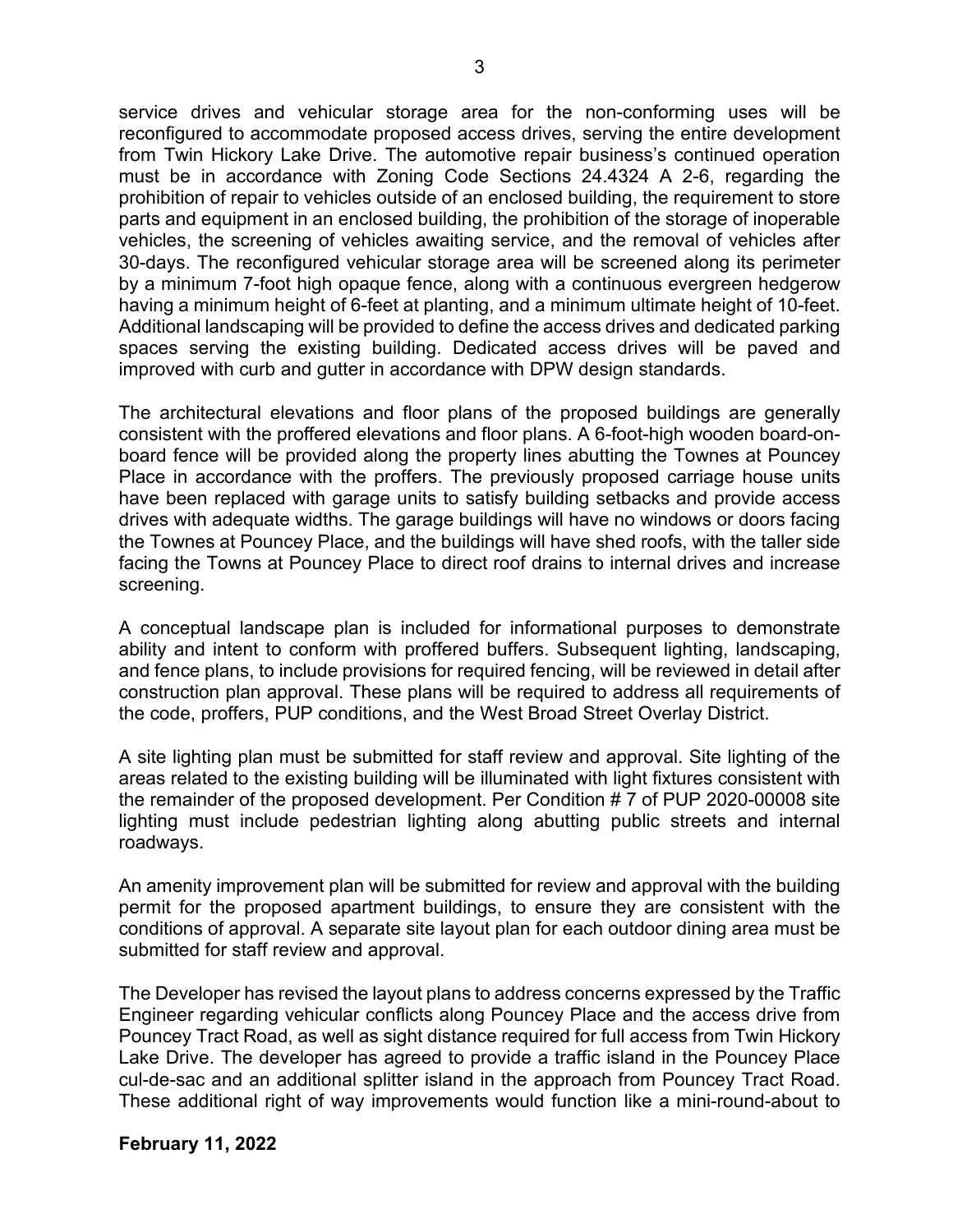service drives and vehicular storage area for the non-conforming uses will be reconfigured to accommodate proposed access drives, serving the entire development from Twin Hickory Lake Drive. The automotive repair business's continued operation must be in accordance with Zoning Code Sections 24.4324 A 2-6, regarding the prohibition of repair to vehicles outside of an enclosed building, the requirement to store parts and equipment in an enclosed building, the prohibition of the storage of inoperable vehicles, the screening of vehicles awaiting service, and the removal of vehicles after 30-days. The reconfigured vehicular storage area will be screened along its perimeter by a minimum 7-foot high opaque fence, along with a continuous evergreen hedgerow having a minimum height of 6-feet at planting, and a minimum ultimate height of 10-feet. Additional landscaping will be provided to define the access drives and dedicated parking spaces serving the existing building. Dedicated access drives will be paved and improved with curb and gutter in accordance with DPW design standards.

The architectural elevations and floor plans of the proposed buildings are generally consistent with the proffered elevations and floor plans. A 6-foot-high wooden board-on-board fence will be provided along the property lines abutting the Townes at Pouncey Place in accordance with the proffers. The previously proposed carriage house units have been replaced with garage units to satisfy building setbacks and provide access drives with adequate widths. The garage buildings will have no windows or doors facing the Townes at Pouncey Place, and the buildings will have shed roofs, with the taller side facing the Towns at Pouncey Place to direct roof drains to internal drives and increase screening.

A conceptual landscape plan is included for informational purposes to demonstrate ability and intent to conform with proffered buffers. Subsequent lighting, landscaping, and fence plans, to include provisions for required fencing, will be reviewed in detail after construction plan approval. These plans will be required to address all requirements of the code, proffers, PUP conditions, and the West Broad Street Overlay District.

A site lighting plan must be submitted for staff review and approval. Site lighting of the areas related to the existing building will be illuminated with light fixtures consistent with the remainder of the proposed development. Per Condition # 7 of PUP 2020-00008 site lighting must include pedestrian lighting along abutting public streets and internal roadways.

An amenity improvement plan will be submitted for review and approval with the building permit for the proposed apartment buildings, to ensure they are consistent with the conditions of approval. A separate site layout plan for each outdoor dining area must be submitted for staff review and approval.

The Developer has revised the layout plans to address concerns expressed by the Traffic Engineer regarding vehicular conflicts along Pouncey Place and the access drive from Pouncey Tract Road, as well as sight distance required for full access from Twin Hickory Lake Drive. The developer has agreed to provide a traffic island in the Pouncey Place cul-de-sac and an additional splitter island in the approach from Pouncey Tract Road. These additional right of way improvements would function like a mini-round-about to

**February 11, 2022**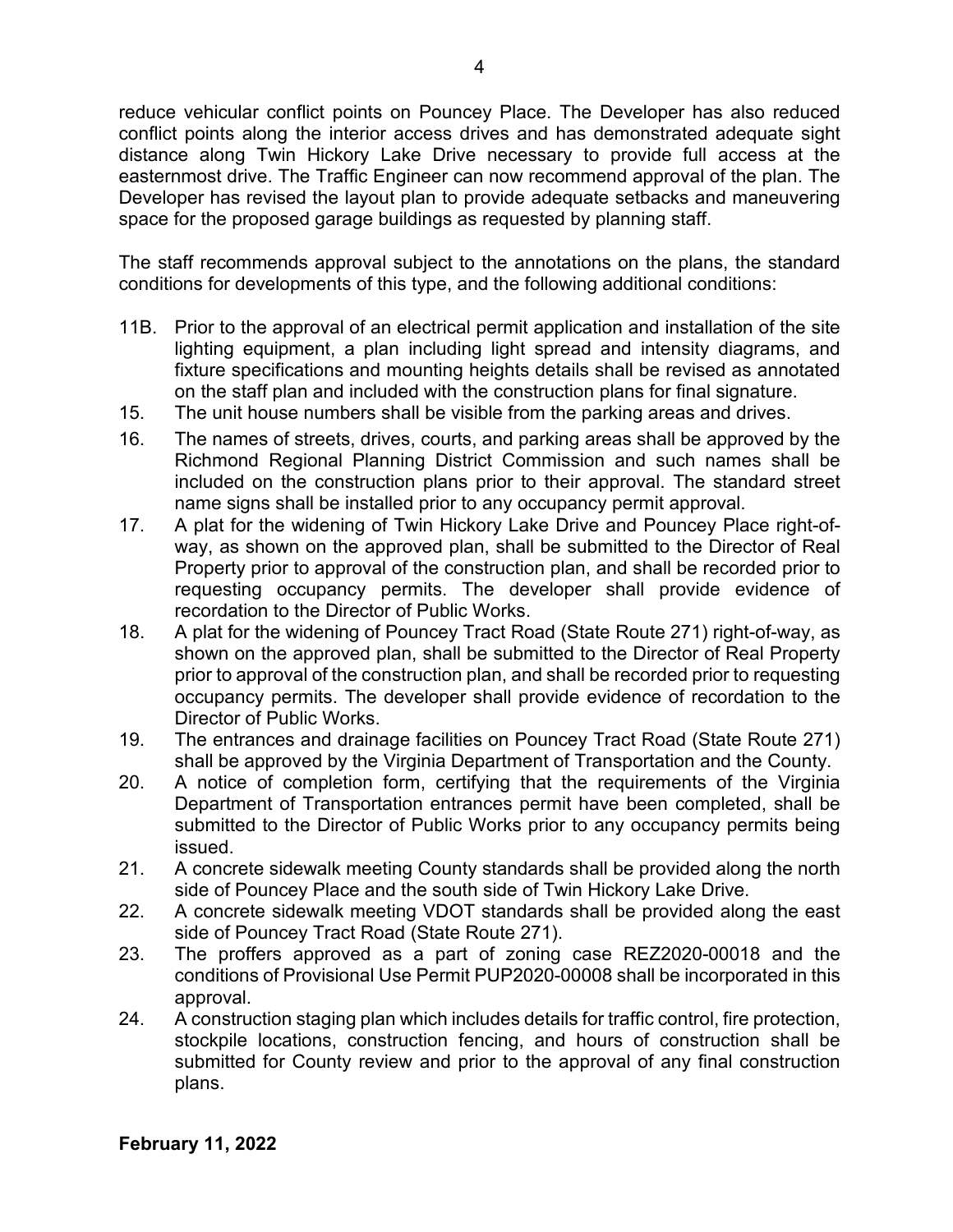reduce vehicular conflict points on Pouncey Place. The Developer has also reduced conflict points along the interior access drives and has demonstrated adequate sight distance along Twin Hickory Lake Drive necessary to provide full access at the easternmost drive. The Traffic Engineer can now recommend approval of the plan. The Developer has revised the layout plan to provide adequate setbacks and maneuvering space for the proposed garage buildings as requested by planning staff.

The staff recommends approval subject to the annotations on the plans, the standard conditions for developments of this type, and the following additional conditions:

11B. Prior to the approval of an electrical permit application and installation of the site lighting equipment, a plan including light spread and intensity diagrams, and fixture specifications and mounting heights details shall be revised as annotated on the staff plan and included with the construction plans for final signature.

15. The unit house numbers shall be visible from the parking areas and drives.

16. The names of streets, drives, courts, and parking areas shall be approved by the Richmond Regional Planning District Commission and such names shall be included on the construction plans prior to their approval. The standard street name signs shall be installed prior to any occupancy permit approval.

17. A plat for the widening of Twin Hickory Lake Drive and Pouncey Place right-of-way, as shown on the approved plan, shall be submitted to the Director of Real Property prior to approval of the construction plan, and shall be recorded prior to requesting occupancy permits. The developer shall provide evidence of recordation to the Director of Public Works.

18. A plat for the widening of Pouncey Tract Road (State Route 271) right-of-way, as shown on the approved plan, shall be submitted to the Director of Real Property prior to approval of the construction plan, and shall be recorded prior to requesting occupancy permits. The developer shall provide evidence of recordation to the Director of Public Works.

19. The entrances and drainage facilities on Pouncey Tract Road (State Route 271) shall be approved by the Virginia Department of Transportation and the County.

20. A notice of completion form, certifying that the requirements of the Virginia Department of Transportation entrances permit have been completed, shall be submitted to the Director of Public Works prior to any occupancy permits being issued.

21. A concrete sidewalk meeting County standards shall be provided along the north side of Pouncey Place and the south side of Twin Hickory Lake Drive.

22. A concrete sidewalk meeting VDOT standards shall be provided along the east side of Pouncey Tract Road (State Route 271).

23. The proffers approved as a part of zoning case REZ2020-00018 and the conditions of Provisional Use Permit PUP2020-00008 shall be incorporated in this approval.

24. A construction staging plan which includes details for traffic control, fire protection, stockpile locations, construction fencing, and hours of construction shall be submitted for County review and prior to the approval of any final construction plans.

**February 11, 2022**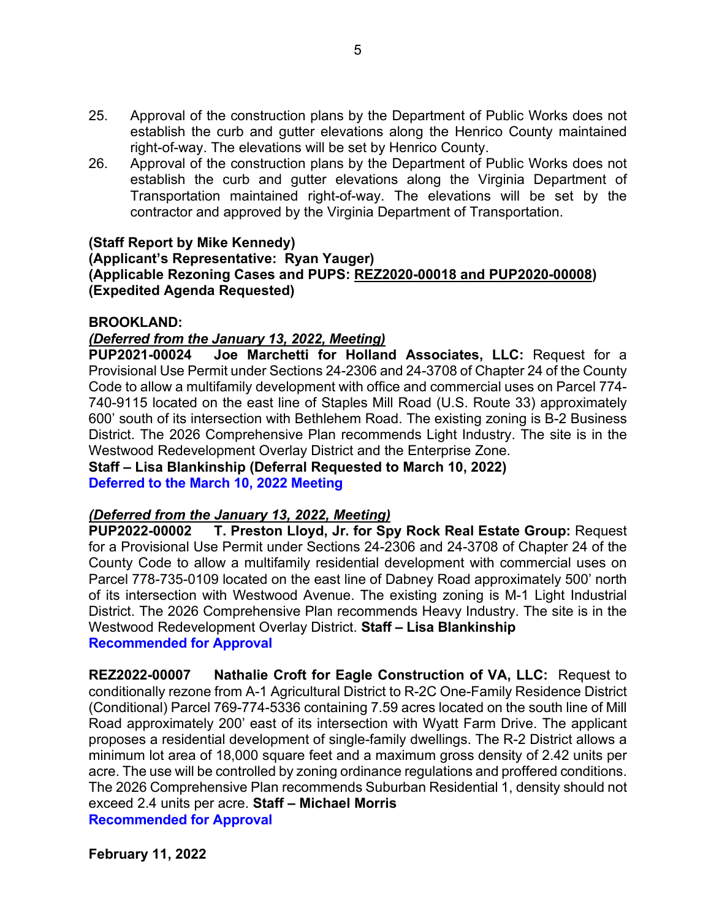25. Approval of the construction plans by the Department of Public Works does not establish the curb and gutter elevations along the Henrico County maintained right-of-way. The elevations will be set by Henrico County.
26. Approval of the construction plans by the Department of Public Works does not establish the curb and gutter elevations along the Virginia Department of Transportation maintained right-of-way. The elevations will be set by the contractor and approved by the Virginia Department of Transportation.

**(Staff Report by Mike Kennedy)**
**(Applicant's Representative: Ryan Yauger)**
**(Applicable Rezoning Cases and PUPS: REZ2020-00018 and PUP2020-00008)**
**(Expedited Agenda Requested)**

**BROOKLAND:**

***(Deferred from the January 13, 2022, Meeting)***
**PUP2021-00024 Joe Marchetti for Holland Associates, LLC:** Request for a Provisional Use Permit under Sections 24-2306 and 24-3708 of Chapter 24 of the County Code to allow a multifamily development with office and commercial uses on Parcel 774-740-9115 located on the east line of Staples Mill Road (U.S. Route 33) approximately 600' south of its intersection with Bethlehem Road. The existing zoning is B-2 Business District. The 2026 Comprehensive Plan recommends Light Industry. The site is in the Westwood Redevelopment Overlay District and the Enterprise Zone.
**Staff – Lisa Blankinship (Deferral Requested to March 10, 2022)**
**Deferred to the March 10, 2022 Meeting**

***(Deferred from the January 13, 2022, Meeting)***
**PUP2022-00002 T. Preston Lloyd, Jr. for Spy Rock Real Estate Group:** Request for a Provisional Use Permit under Sections 24-2306 and 24-3708 of Chapter 24 of the County Code to allow a multifamily residential development with commercial uses on Parcel 778-735-0109 located on the east line of Dabney Road approximately 500' north of its intersection with Westwood Avenue. The existing zoning is M-1 Light Industrial District. The 2026 Comprehensive Plan recommends Heavy Industry. The site is in the Westwood Redevelopment Overlay District. **Staff – Lisa Blankinship**
**Recommended for Approval**

**REZ2022-00007 Nathalie Croft for Eagle Construction of VA, LLC:** Request to conditionally rezone from A-1 Agricultural District to R-2C One-Family Residence District (Conditional) Parcel 769-774-5336 containing 7.59 acres located on the south line of Mill Road approximately 200' east of its intersection with Wyatt Farm Drive. The applicant proposes a residential development of single-family dwellings. The R-2 District allows a minimum lot area of 18,000 square feet and a maximum gross density of 2.42 units per acre. The use will be controlled by zoning ordinance regulations and proffered conditions. The 2026 Comprehensive Plan recommends Suburban Residential 1, density should not exceed 2.4 units per acre. **Staff – Michael Morris**
**Recommended for Approval**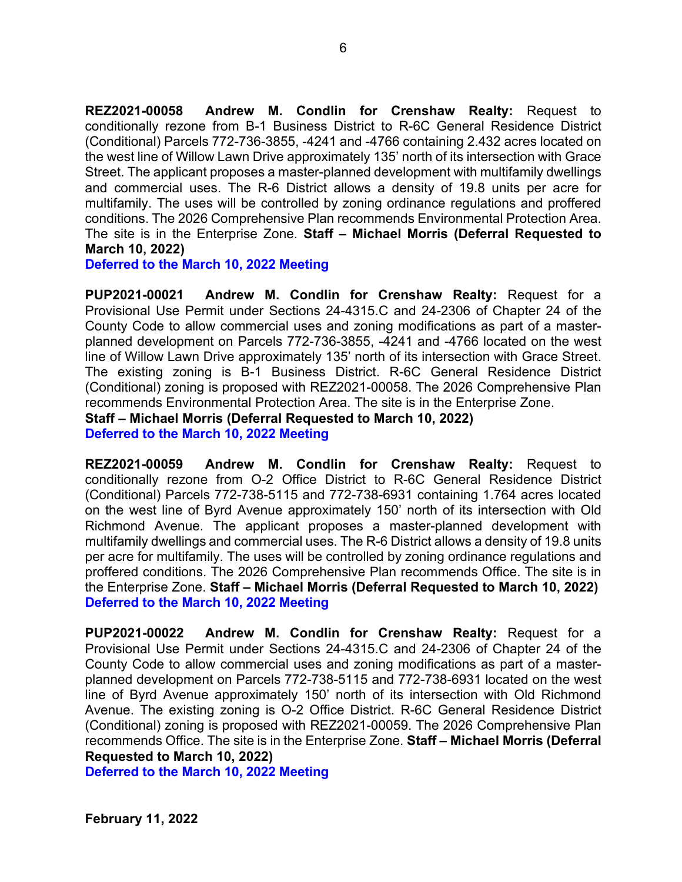**REZ2021-00058 Andrew M. Condlin for Crenshaw Realty:** Request to conditionally rezone from B-1 Business District to R-6C General Residence District (Conditional) Parcels 772-736-3855, -4241 and -4766 containing 2.432 acres located on the west line of Willow Lawn Drive approximately 135' north of its intersection with Grace Street. The applicant proposes a master-planned development with multifamily dwellings and commercial uses. The R-6 District allows a density of 19.8 units per acre for multifamily. The uses will be controlled by zoning ordinance regulations and proffered conditions. The 2026 Comprehensive Plan recommends Environmental Protection Area. The site is in the Enterprise Zone. **Staff – Michael Morris (Deferral Requested to March 10, 2022)**
**Deferred to the March 10, 2022 Meeting**

**PUP2021-00021 Andrew M. Condlin for Crenshaw Realty:** Request for a Provisional Use Permit under Sections 24-4315.C and 24-2306 of Chapter 24 of the County Code to allow commercial uses and zoning modifications as part of a master-planned development on Parcels 772-736-3855, -4241 and -4766 located on the west line of Willow Lawn Drive approximately 135' north of its intersection with Grace Street. The existing zoning is B-1 Business District. R-6C General Residence District (Conditional) zoning is proposed with REZ2021-00058. The 2026 Comprehensive Plan recommends Environmental Protection Area. The site is in the Enterprise Zone.
**Staff – Michael Morris (Deferral Requested to March 10, 2022)**
**Deferred to the March 10, 2022 Meeting**

**REZ2021-00059 Andrew M. Condlin for Crenshaw Realty:** Request to conditionally rezone from O-2 Office District to R-6C General Residence District (Conditional) Parcels 772-738-5115 and 772-738-6931 containing 1.764 acres located on the west line of Byrd Avenue approximately 150' north of its intersection with Old Richmond Avenue. The applicant proposes a master-planned development with multifamily dwellings and commercial uses. The R-6 District allows a density of 19.8 units per acre for multifamily. The uses will be controlled by zoning ordinance regulations and proffered conditions. The 2026 Comprehensive Plan recommends Office. The site is in the Enterprise Zone. **Staff – Michael Morris (Deferral Requested to March 10, 2022)**
**Deferred to the March 10, 2022 Meeting**

**PUP2021-00022 Andrew M. Condlin for Crenshaw Realty:** Request for a Provisional Use Permit under Sections 24-4315.C and 24-2306 of Chapter 24 of the County Code to allow commercial uses and zoning modifications as part of a master-planned development on Parcels 772-738-5115 and 772-738-6931 located on the west line of Byrd Avenue approximately 150' north of its intersection with Old Richmond Avenue. The existing zoning is O-2 Office District. R-6C General Residence District (Conditional) zoning is proposed with REZ2021-00059. The 2026 Comprehensive Plan recommends Office. The site is in the Enterprise Zone. **Staff – Michael Morris (Deferral Requested to March 10, 2022)**
**Deferred to the March 10, 2022 Meeting**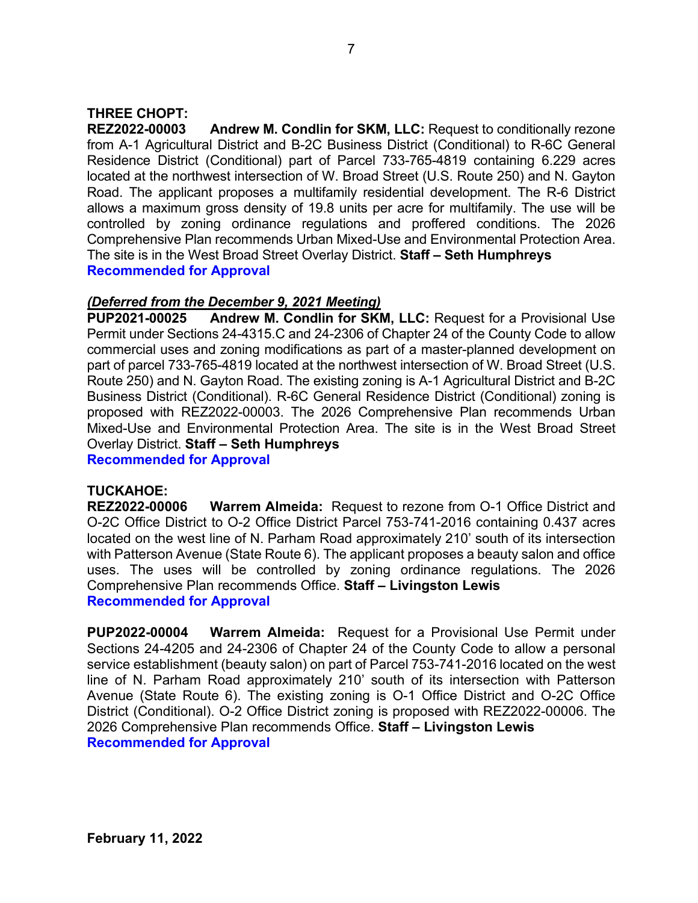**THREE CHOPT:**

**REZ2022-00003 Andrew M. Condlin for SKM, LLC:** Request to conditionally rezone from A-1 Agricultural District and B-2C Business District (Conditional) to R-6C General Residence District (Conditional) part of Parcel 733-765-4819 containing 6.229 acres located at the northwest intersection of W. Broad Street (U.S. Route 250) and N. Gayton Road. The applicant proposes a multifamily residential development. The R-6 District allows a maximum gross density of 19.8 units per acre for multifamily. The use will be controlled by zoning ordinance regulations and proffered conditions. The 2026 Comprehensive Plan recommends Urban Mixed-Use and Environmental Protection Area. The site is in the West Broad Street Overlay District. **Staff – Seth Humphreys**
**Recommended for Approval**

***(Deferred from the December 9, 2021 Meeting)***
**PUP2021-00025 Andrew M. Condlin for SKM, LLC:** Request for a Provisional Use Permit under Sections 24-4315.C and 24-2306 of Chapter 24 of the County Code to allow commercial uses and zoning modifications as part of a master-planned development on part of parcel 733-765-4819 located at the northwest intersection of W. Broad Street (U.S. Route 250) and N. Gayton Road. The existing zoning is A-1 Agricultural District and B-2C Business District (Conditional). R-6C General Residence District (Conditional) zoning is proposed with REZ2022-00003. The 2026 Comprehensive Plan recommends Urban Mixed-Use and Environmental Protection Area. The site is in the West Broad Street Overlay District. **Staff – Seth Humphreys**
**Recommended for Approval**

**TUCKAHOE:**

**REZ2022-00006 Warrem Almeida:** Request to rezone from O-1 Office District and O-2C Office District to O-2 Office District Parcel 753-741-2016 containing 0.437 acres located on the west line of N. Parham Road approximately 210' south of its intersection with Patterson Avenue (State Route 6). The applicant proposes a beauty salon and office uses. The uses will be controlled by zoning ordinance regulations. The 2026 Comprehensive Plan recommends Office. **Staff – Livingston Lewis**
**Recommended for Approval**

**PUP2022-00004 Warrem Almeida:** Request for a Provisional Use Permit under Sections 24-4205 and 24-2306 of Chapter 24 of the County Code to allow a personal service establishment (beauty salon) on part of Parcel 753-741-2016 located on the west line of N. Parham Road approximately 210' south of its intersection with Patterson Avenue (State Route 6). The existing zoning is O-1 Office District and O-2C Office District (Conditional). O-2 Office District zoning is proposed with REZ2022-00006. The 2026 Comprehensive Plan recommends Office. **Staff – Livingston Lewis**
**Recommended for Approval**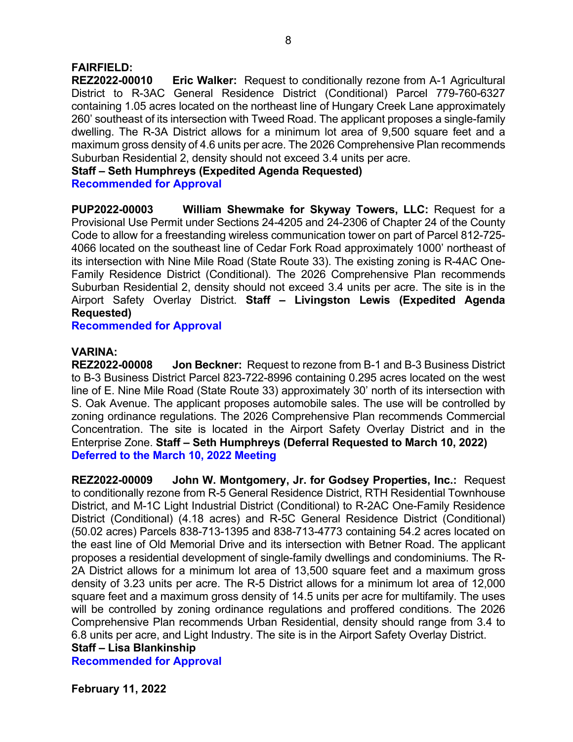**FAIRFIELD:**

**REZ2022-00010 Eric Walker:** Request to conditionally rezone from A-1 Agricultural District to R-3AC General Residence District (Conditional) Parcel 779-760-6327 containing 1.05 acres located on the northeast line of Hungary Creek Lane approximately 260' southeast of its intersection with Tweed Road. The applicant proposes a single-family dwelling. The R-3A District allows for a minimum lot area of 9,500 square feet and a maximum gross density of 4.6 units per acre. The 2026 Comprehensive Plan recommends Suburban Residential 2, density should not exceed 3.4 units per acre.
**Staff – Seth Humphreys (Expedited Agenda Requested)**
**Recommended for Approval**

**PUP2022-00003 William Shewmake for Skyway Towers, LLC:** Request for a Provisional Use Permit under Sections 24-4205 and 24-2306 of Chapter 24 of the County Code to allow for a freestanding wireless communication tower on part of Parcel 812-725-4066 located on the southeast line of Cedar Fork Road approximately 1000' northeast of its intersection with Nine Mile Road (State Route 33). The existing zoning is R-4AC One-Family Residence District (Conditional). The 2026 Comprehensive Plan recommends Suburban Residential 2, density should not exceed 3.4 units per acre. The site is in the Airport Safety Overlay District. **Staff – Livingston Lewis (Expedited Agenda Requested)**
**Recommended for Approval**

**VARINA:**

**REZ2022-00008 Jon Beckner:** Request to rezone from B-1 and B-3 Business District to B-3 Business District Parcel 823-722-8996 containing 0.295 acres located on the west line of E. Nine Mile Road (State Route 33) approximately 30' north of its intersection with S. Oak Avenue. The applicant proposes automobile sales. The use will be controlled by zoning ordinance regulations. The 2026 Comprehensive Plan recommends Commercial Concentration. The site is located in the Airport Safety Overlay District and in the Enterprise Zone. **Staff – Seth Humphreys (Deferral Requested to March 10, 2022)**
**Deferred to the March 10, 2022 Meeting**

**REZ2022-00009 John W. Montgomery, Jr. for Godsey Properties, Inc.:** Request to conditionally rezone from R-5 General Residence District, RTH Residential Townhouse District, and M-1C Light Industrial District (Conditional) to R-2AC One-Family Residence District (Conditional) (4.18 acres) and R-5C General Residence District (Conditional) (50.02 acres) Parcels 838-713-1395 and 838-713-4773 containing 54.2 acres located on the east line of Old Memorial Drive and its intersection with Betner Road. The applicant proposes a residential development of single-family dwellings and condominiums. The R-2A District allows for a minimum lot area of 13,500 square feet and a maximum gross density of 3.23 units per acre. The R-5 District allows for a minimum lot area of 12,000 square feet and a maximum gross density of 14.5 units per acre for multifamily. The uses will be controlled by zoning ordinance regulations and proffered conditions. The 2026 Comprehensive Plan recommends Urban Residential, density should range from 3.4 to 6.8 units per acre, and Light Industry. The site is in the Airport Safety Overlay District.
**Staff – Lisa Blankinship**
**Recommended for Approval**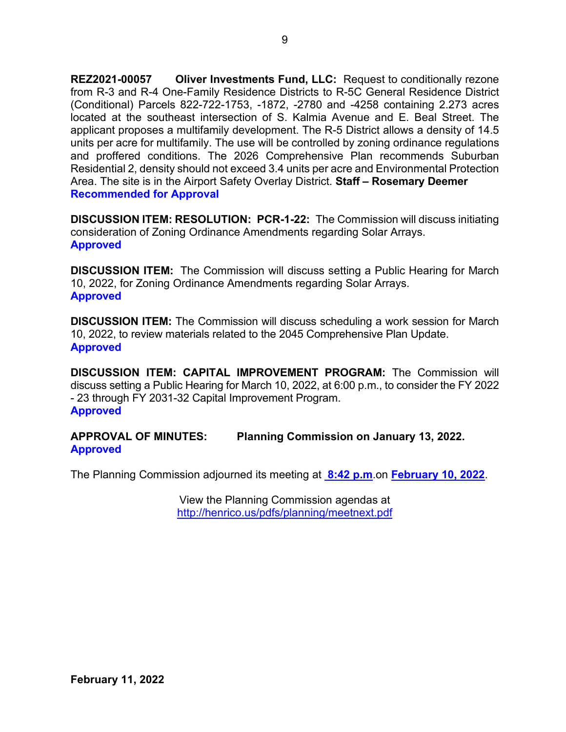**REZ2021-00057 Oliver Investments Fund, LLC:** Request to conditionally rezone from R-3 and R-4 One-Family Residence Districts to R-5C General Residence District (Conditional) Parcels 822-722-1753, -1872, -2780 and -4258 containing 2.273 acres located at the southeast intersection of S. Kalmia Avenue and E. Beal Street. The applicant proposes a multifamily development. The R-5 District allows a density of 14.5 units per acre for multifamily. The use will be controlled by zoning ordinance regulations and proffered conditions. The 2026 Comprehensive Plan recommends Suburban Residential 2, density should not exceed 3.4 units per acre and Environmental Protection Area. The site is in the Airport Safety Overlay District. **Staff – Rosemary Deemer**
**Recommended for Approval**

**DISCUSSION ITEM: RESOLUTION: PCR-1-22:** The Commission will discuss initiating consideration of Zoning Ordinance Amendments regarding Solar Arrays.
**Approved**

**DISCUSSION ITEM:** The Commission will discuss setting a Public Hearing for March 10, 2022, for Zoning Ordinance Amendments regarding Solar Arrays.
**Approved**

**DISCUSSION ITEM:** The Commission will discuss scheduling a work session for March 10, 2022, to review materials related to the 2045 Comprehensive Plan Update.
**Approved**

**DISCUSSION ITEM: CAPITAL IMPROVEMENT PROGRAM:** The Commission will discuss setting a Public Hearing for March 10, 2022, at 6:00 p.m., to consider the FY 2022 - 23 through FY 2031-32 Capital Improvement Program.
**Approved**

**APPROVAL OF MINUTES: Planning Commission on January 13, 2022.**
**Approved**

The Planning Commission adjourned its meeting at **8:42 p.m**.on **February 10, 2022**.

View the Planning Commission agendas at
http://henrico.us/pdfs/planning/meetnext.pdf

**February 11, 2022**